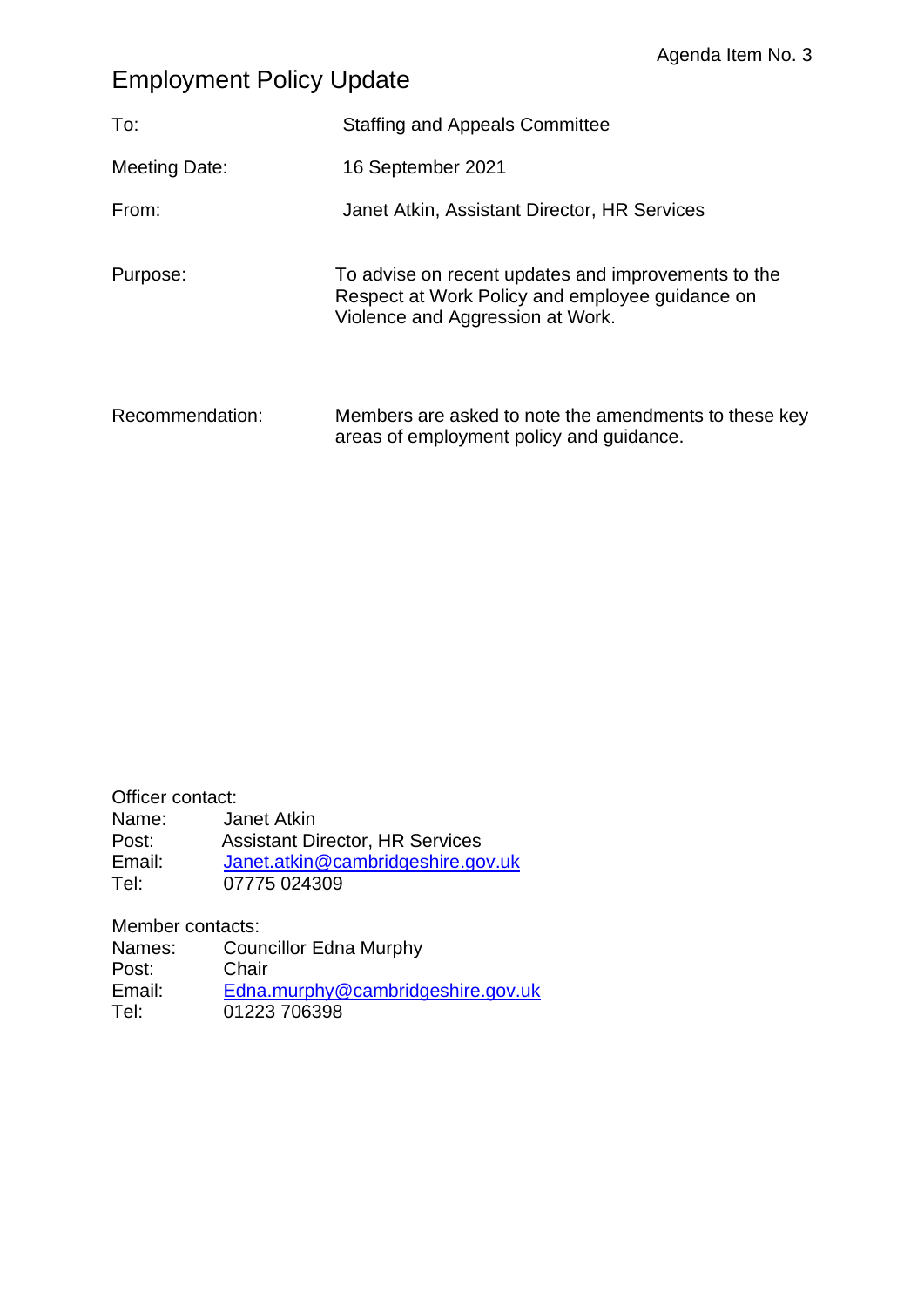Agenda Item No. 3

# Employment Policy Update

| | |
|---|---|
| To: | Staffing and Appeals Committee |
| Meeting Date: | 16 September 2021 |
| From: | Janet Atkin, Assistant Director, HR Services |
| Purpose: | To advise on recent updates and improvements to the Respect at Work Policy and employee guidance on Violence and Aggression at Work. |
| Recommendation: | Members are asked to note the amendments to these key areas of employment policy and guidance. |

Officer contact:
Name: Janet Atkin
Post: Assistant Director, HR Services
Email: Janet.atkin@cambridgeshire.gov.uk
Tel: 07775 024309

Member contacts:
Names: Councillor Edna Murphy
Post: Chair
Email: Edna.murphy@cambridgeshire.gov.uk
Tel: 01223 706398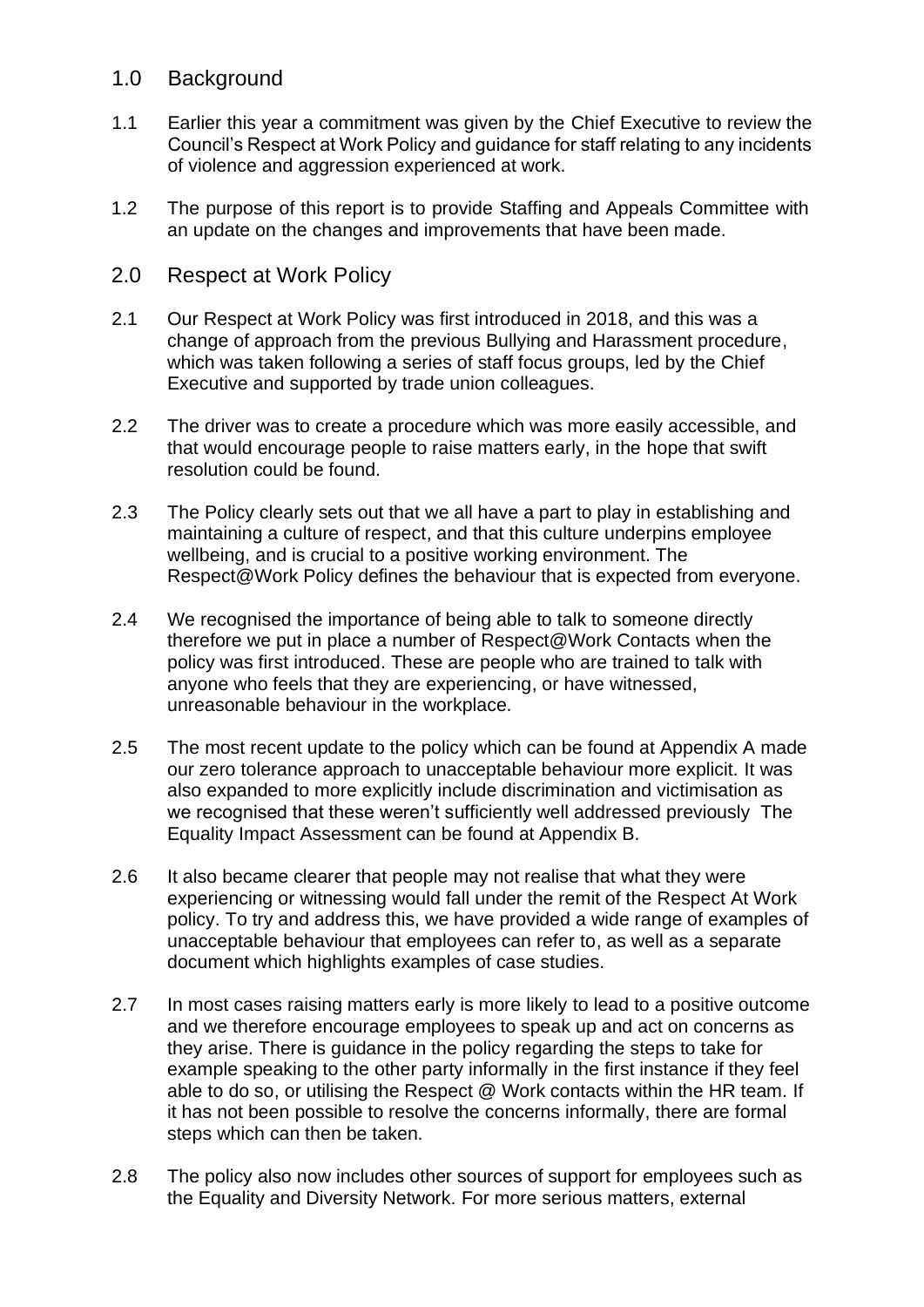## 1.0 Background

1.1 Earlier this year a commitment was given by the Chief Executive to review the Council's Respect at Work Policy and guidance for staff relating to any incidents of violence and aggression experienced at work.

1.2 The purpose of this report is to provide Staffing and Appeals Committee with an update on the changes and improvements that have been made.

## 2.0 Respect at Work Policy

2.1 Our Respect at Work Policy was first introduced in 2018, and this was a change of approach from the previous Bullying and Harassment procedure, which was taken following a series of staff focus groups, led by the Chief Executive and supported by trade union colleagues.

2.2 The driver was to create a procedure which was more easily accessible, and that would encourage people to raise matters early, in the hope that swift resolution could be found.

2.3 The Policy clearly sets out that we all have a part to play in establishing and maintaining a culture of respect, and that this culture underpins employee wellbeing, and is crucial to a positive working environment. The Respect@Work Policy defines the behaviour that is expected from everyone.

2.4 We recognised the importance of being able to talk to someone directly therefore we put in place a number of Respect@Work Contacts when the policy was first introduced. These are people who are trained to talk with anyone who feels that they are experiencing, or have witnessed, unreasonable behaviour in the workplace.

2.5 The most recent update to the policy which can be found at Appendix A made our zero tolerance approach to unacceptable behaviour more explicit. It was also expanded to more explicitly include discrimination and victimisation as we recognised that these weren't sufficiently well addressed previously The Equality Impact Assessment can be found at Appendix B.

2.6 It also became clearer that people may not realise that what they were experiencing or witnessing would fall under the remit of the Respect At Work policy. To try and address this, we have provided a wide range of examples of unacceptable behaviour that employees can refer to, as well as a separate document which highlights examples of case studies.

2.7 In most cases raising matters early is more likely to lead to a positive outcome and we therefore encourage employees to speak up and act on concerns as they arise. There is guidance in the policy regarding the steps to take for example speaking to the other party informally in the first instance if they feel able to do so, or utilising the Respect @ Work contacts within the HR team. If it has not been possible to resolve the concerns informally, there are formal steps which can then be taken.

2.8 The policy also now includes other sources of support for employees such as the Equality and Diversity Network. For more serious matters, external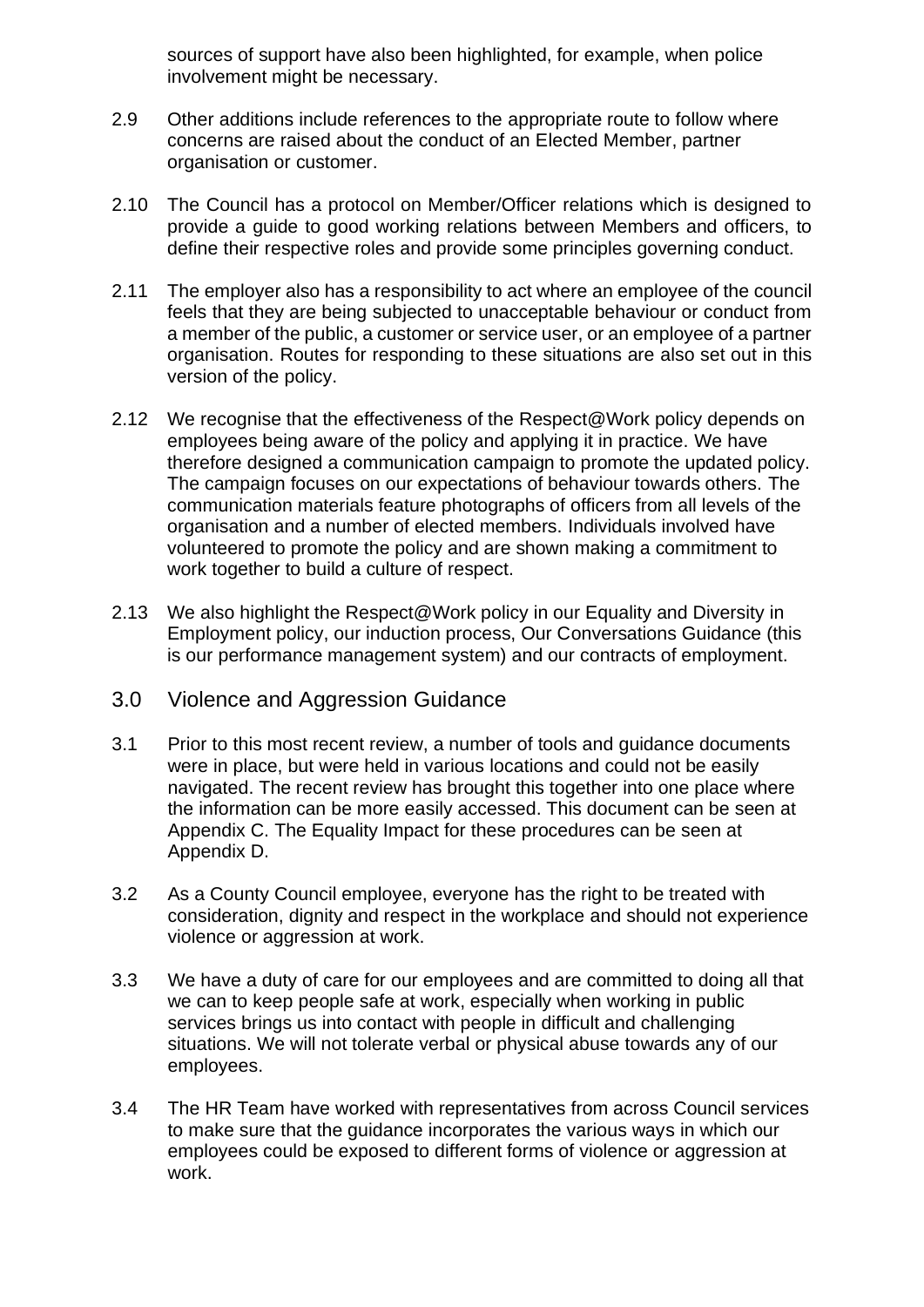sources of support have also been highlighted, for example, when police involvement might be necessary.

2.9 Other additions include references to the appropriate route to follow where concerns are raised about the conduct of an Elected Member, partner organisation or customer.

2.10 The Council has a protocol on Member/Officer relations which is designed to provide a guide to good working relations between Members and officers, to define their respective roles and provide some principles governing conduct.

2.11 The employer also has a responsibility to act where an employee of the council feels that they are being subjected to unacceptable behaviour or conduct from a member of the public, a customer or service user, or an employee of a partner organisation. Routes for responding to these situations are also set out in this version of the policy.

2.12 We recognise that the effectiveness of the Respect@Work policy depends on employees being aware of the policy and applying it in practice. We have therefore designed a communication campaign to promote the updated policy. The campaign focuses on our expectations of behaviour towards others. The communication materials feature photographs of officers from all levels of the organisation and a number of elected members. Individuals involved have volunteered to promote the policy and are shown making a commitment to work together to build a culture of respect.

2.13 We also highlight the Respect@Work policy in our Equality and Diversity in Employment policy, our induction process, Our Conversations Guidance (this is our performance management system) and our contracts of employment.

## 3.0 Violence and Aggression Guidance

3.1 Prior to this most recent review, a number of tools and guidance documents were in place, but were held in various locations and could not be easily navigated. The recent review has brought this together into one place where the information can be more easily accessed. This document can be seen at Appendix C. The Equality Impact for these procedures can be seen at Appendix D.

3.2 As a County Council employee, everyone has the right to be treated with consideration, dignity and respect in the workplace and should not experience violence or aggression at work.

3.3 We have a duty of care for our employees and are committed to doing all that we can to keep people safe at work, especially when working in public services brings us into contact with people in difficult and challenging situations. We will not tolerate verbal or physical abuse towards any of our employees.

3.4 The HR Team have worked with representatives from across Council services to make sure that the guidance incorporates the various ways in which our employees could be exposed to different forms of violence or aggression at work.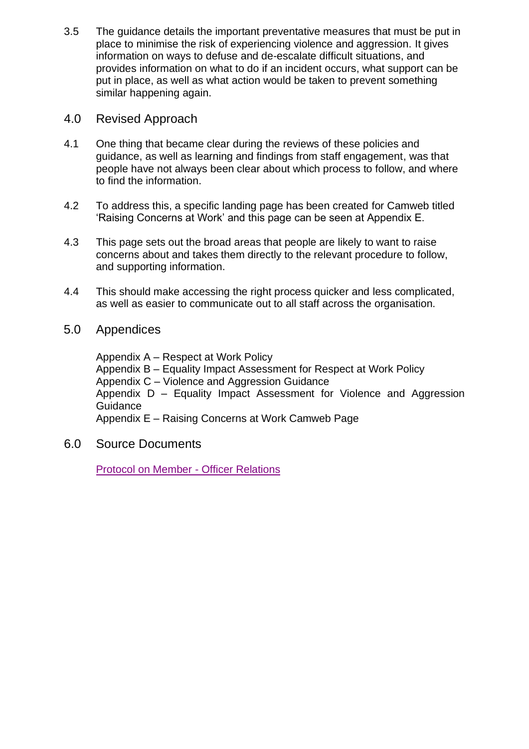3.5 The guidance details the important preventative measures that must be put in place to minimise the risk of experiencing violence and aggression. It gives information on ways to defuse and de-escalate difficult situations, and provides information on what to do if an incident occurs, what support can be put in place, as well as what action would be taken to prevent something similar happening again.

## 4.0 Revised Approach

4.1 One thing that became clear during the reviews of these policies and guidance, as well as learning and findings from staff engagement, was that people have not always been clear about which process to follow, and where to find the information.

4.2 To address this, a specific landing page has been created for Camweb titled 'Raising Concerns at Work' and this page can be seen at Appendix E.

4.3 This page sets out the broad areas that people are likely to want to raise concerns about and takes them directly to the relevant procedure to follow, and supporting information.

4.4 This should make accessing the right process quicker and less complicated, as well as easier to communicate out to all staff across the organisation.

## 5.0 Appendices

Appendix A – Respect at Work Policy
Appendix B – Equality Impact Assessment for Respect at Work Policy
Appendix C – Violence and Aggression Guidance
Appendix D – Equality Impact Assessment for Violence and Aggression Guidance
Appendix E – Raising Concerns at Work Camweb Page

## 6.0 Source Documents

Protocol on Member - Officer Relations